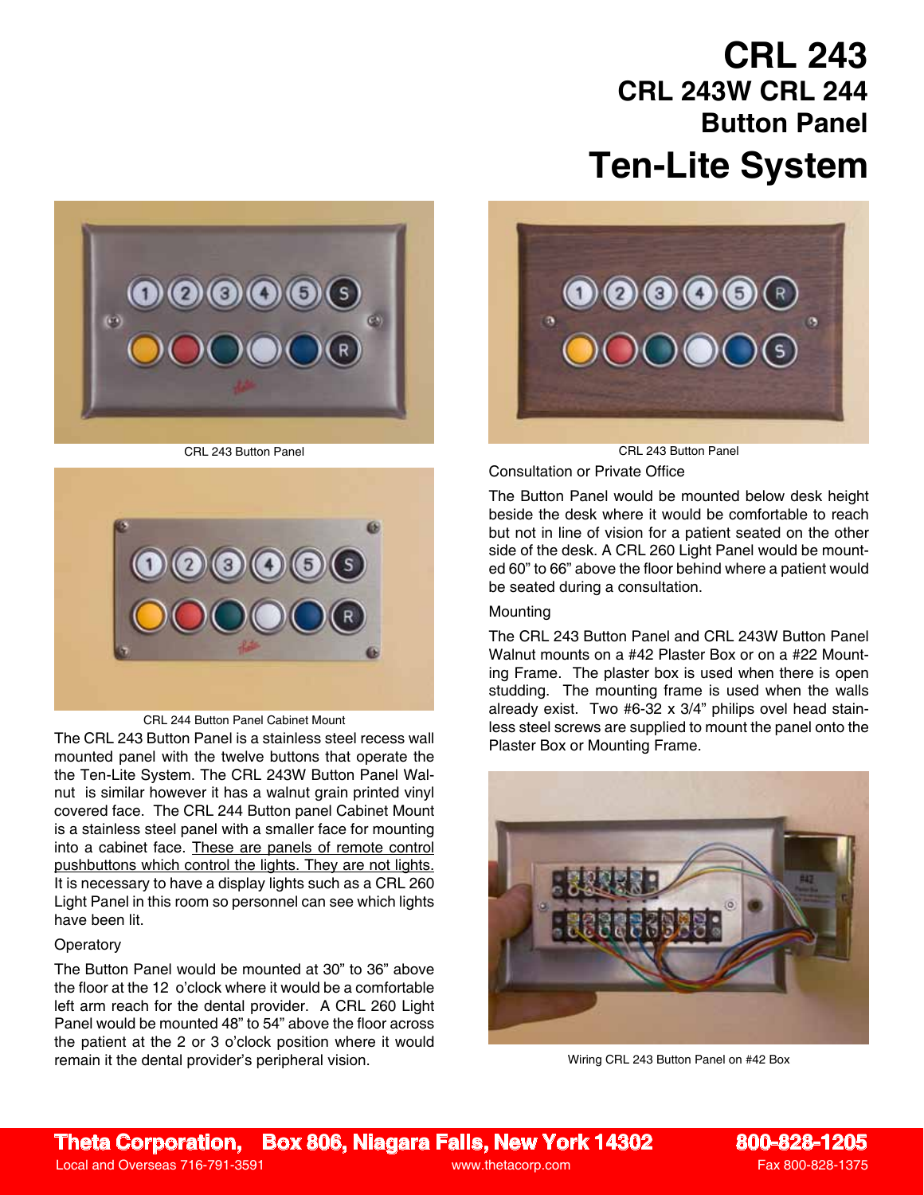# CRL 243

## CRL 243W CRL 244

## Button Panel

# Ten-Lite System

CRL 243 Button Panel

CRL 243 Button Panel

CRL 244 Button Panel Cabinet Mount

The CRL 243 Button Panel is a stainless steel recess wall mounted panel with the twelve buttons that operate the the Ten-Lite System. The CRL 243W Button Panel Walnut is similar however it has a walnut grain printed vinyl covered face. The CRL 244 Button panel Cabinet Mount is a stainless steel panel with a smaller face for mounting into a cabinet face. These are panels of remote control pushbuttons which control the lights. They are not lights. It is necessary to have a display lights such as a CRL 260 Light Panel in this room so personnel can see which lights have been lit.

Operatory

The Button Panel would be mounted at 30" to 36" above the floor at the 12 o'clock where it would be a comfortable left arm reach for the dental provider. A CRL 260 Light Panel would be mounted 48" to 54" above the floor across the patient at the 2 or 3 o'clock position where it would remain it the dental provider's peripheral vision.

Consultation or Private Office

The Button Panel would be mounted below desk height beside the desk where it would be comfortable to reach but not in line of vision for a patient seated on the other side of the desk. A CRL 260 Light Panel would be mounted 60" to 66" above the floor behind where a patient would be seated during a consultation.

Mounting

The CRL 243 Button Panel and CRL 243W Button Panel Walnut mounts on a #42 Plaster Box or on a #22 Mounting Frame. The plaster box is used when there is open studding. The mounting frame is used when the walls already exist. Two #6-32 x 3/4" philips ovel head stainless steel screws are supplied to mount the panel onto the Plaster Box or Mounting Frame.

Wiring CRL 243 Button Panel on #42 Box

**Theta Corporation, Box 806, Niagara Falls, New York 14302** **800-828-1205**
Local and Overseas 716-791-3591 www.thetacorp.com Fax 800-828-1375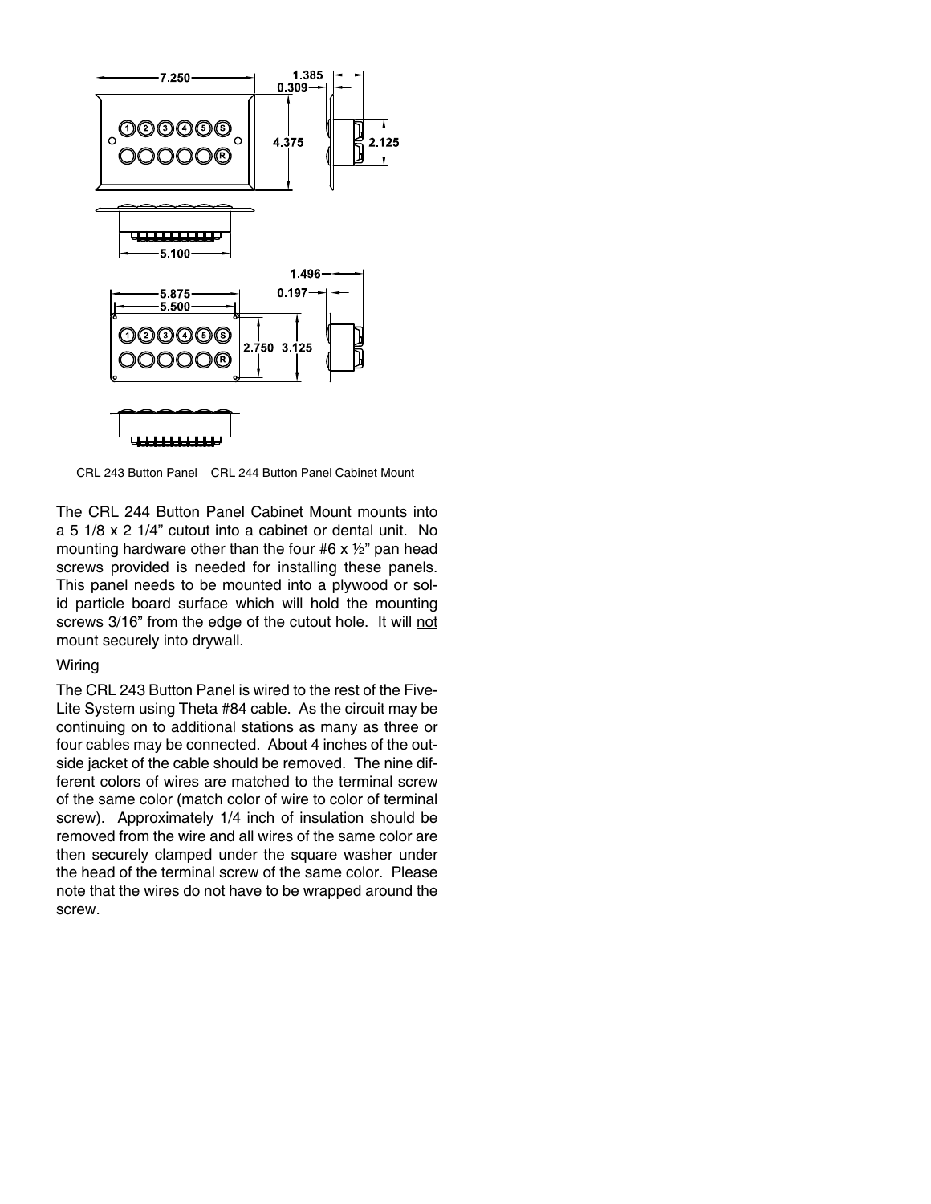7.250
1.385
0.309
4.375
2.125
5.100

1.496
0.197
5.875
5.500
2.750
3.125

CRL 243 Button Panel    CRL 244 Button Panel Cabinet Mount

The CRL 244 Button Panel Cabinet Mount mounts into a 5 1/8 x 2 1/4" cutout into a cabinet or dental unit. No mounting hardware other than the four #6 x ½" pan head screws provided is needed for installing these panels. This panel needs to be mounted into a plywood or solid particle board surface which will hold the mounting screws 3/16" from the edge of the cutout hole. It will not mount securely into drywall.

## Wiring

The CRL 243 Button Panel is wired to the rest of the Five-Lite System using Theta #84 cable. As the circuit may be continuing on to additional stations as many as three or four cables may be connected. About 4 inches of the outside jacket of the cable should be removed. The nine different colors of wires are matched to the terminal screw of the same color (match color of wire to color of terminal screw). Approximately 1/4 inch of insulation should be removed from the wire and all wires of the same color are then securely clamped under the square washer under the head of the terminal screw of the same color. Please note that the wires do not have to be wrapped around the screw.